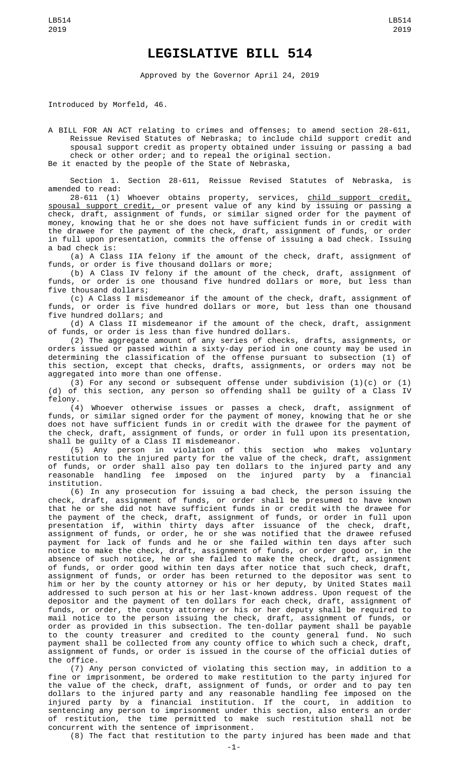# LEGISLATIVE BILL 514

Approved by the Governor April 24, 2019

Introduced by Morfeld, 46.

A BILL FOR AN ACT relating to crimes and offenses; to amend section 28-611, Reissue Revised Statutes of Nebraska; to include child support credit and spousal support credit as property obtained under issuing or passing a bad check or other order; and to repeal the original section.

Be it enacted by the people of the State of Nebraska,

Section 1. Section 28-611, Reissue Revised Statutes of Nebraska, is amended to read:

28-611 (1) Whoever obtains property, services, <u>child support credit, spousal support credit,</u> or present value of any kind by issuing or passing a check, draft, assignment of funds, or similar signed order for the payment of money, knowing that he or she does not have sufficient funds in or credit with the drawee for the payment of the check, draft, assignment of funds, or order in full upon presentation, commits the offense of issuing a bad check. Issuing a bad check is:

(a) A Class IIA felony if the amount of the check, draft, assignment of funds, or order is five thousand dollars or more;

(b) A Class IV felony if the amount of the check, draft, assignment of funds, or order is one thousand five hundred dollars or more, but less than five thousand dollars;

(c) A Class I misdemeanor if the amount of the check, draft, assignment of funds, or order is five hundred dollars or more, but less than one thousand five hundred dollars; and

(d) A Class II misdemeanor if the amount of the check, draft, assignment of funds, or order is less than five hundred dollars.

(2) The aggregate amount of any series of checks, drafts, assignments, or orders issued or passed within a sixty-day period in one county may be used in determining the classification of the offense pursuant to subsection (1) of this section, except that checks, drafts, assignments, or orders may not be aggregated into more than one offense.

(3) For any second or subsequent offense under subdivision (1)(c) or (1)(d) of this section, any person so offending shall be guilty of a Class IV felony.

(4) Whoever otherwise issues or passes a check, draft, assignment of funds, or similar signed order for the payment of money, knowing that he or she does not have sufficient funds in or credit with the drawee for the payment of the check, draft, assignment of funds, or order in full upon its presentation, shall be guilty of a Class II misdemeanor.

(5) Any person in violation of this section who makes voluntary restitution to the injured party for the value of the check, draft, assignment of funds, or order shall also pay ten dollars to the injured party and any reasonable handling fee imposed on the injured party by a financial institution.

(6) In any prosecution for issuing a bad check, the person issuing the check, draft, assignment of funds, or order shall be presumed to have known that he or she did not have sufficient funds in or credit with the drawee for the payment of the check, draft, assignment of funds, or order in full upon presentation if, within thirty days after issuance of the check, draft, assignment of funds, or order, he or she was notified that the drawee refused payment for lack of funds and he or she failed within ten days after such notice to make the check, draft, assignment of funds, or order good or, in the absence of such notice, he or she failed to make the check, draft, assignment of funds, or order good within ten days after notice that such check, draft, assignment of funds, or order has been returned to the depositor was sent to him or her by the county attorney or his or her deputy, by United States mail addressed to such person at his or her last-known address. Upon request of the depositor and the payment of ten dollars for each check, draft, assignment of funds, or order, the county attorney or his or her deputy shall be required to mail notice to the person issuing the check, draft, assignment of funds, or order as provided in this subsection. The ten-dollar payment shall be payable to the county treasurer and credited to the county general fund. No such payment shall be collected from any county office to which such a check, draft, assignment of funds, or order is issued in the course of the official duties of the office.

(7) Any person convicted of violating this section may, in addition to a fine or imprisonment, be ordered to make restitution to the party injured for the value of the check, draft, assignment of funds, or order and to pay ten dollars to the injured party and any reasonable handling fee imposed on the injured party by a financial institution. If the court, in addition to sentencing any person to imprisonment under this section, also enters an order of restitution, the time permitted to make such restitution shall not be concurrent with the sentence of imprisonment.

(8) The fact that restitution to the party injured has been made and that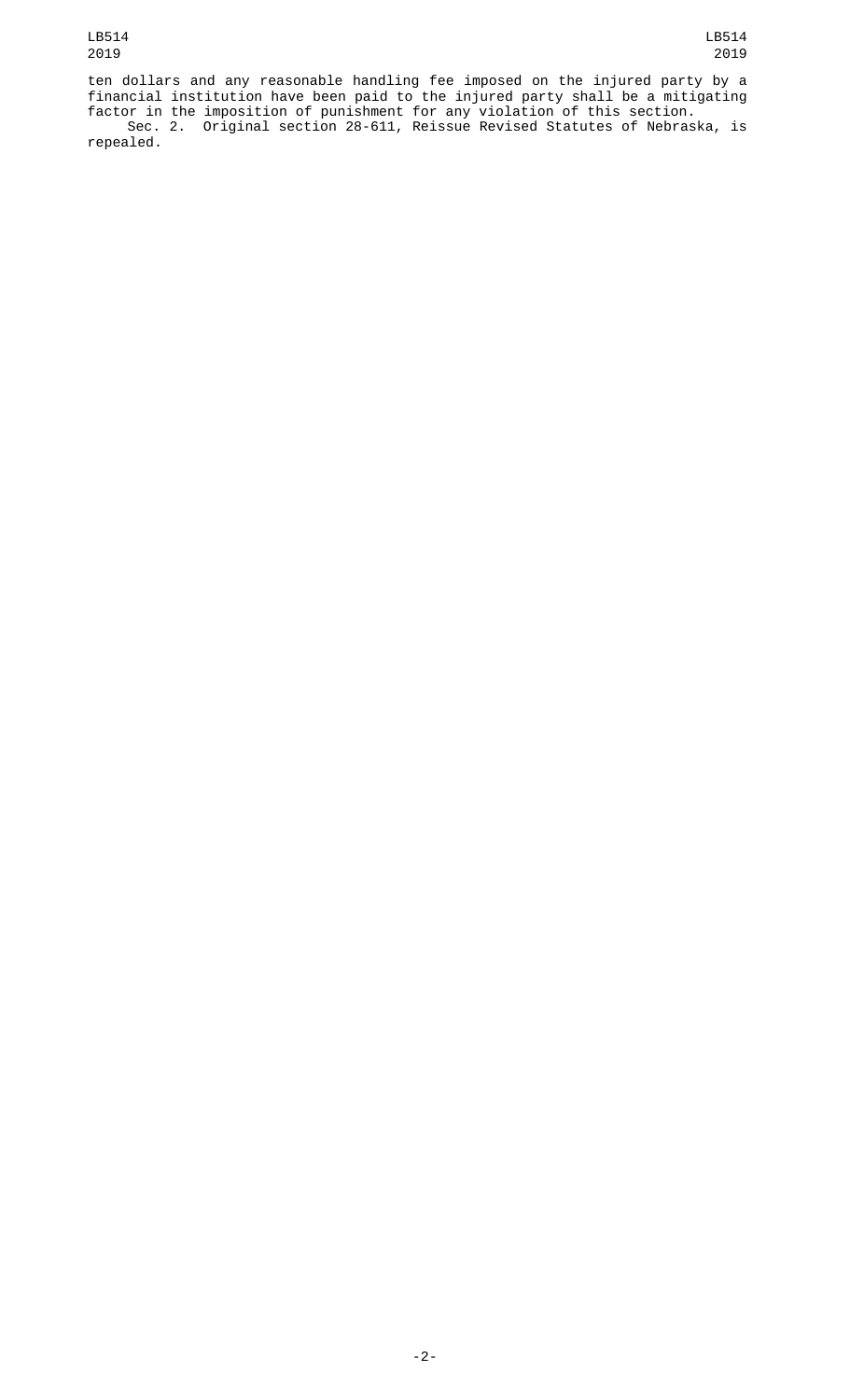ten dollars and any reasonable handling fee imposed on the injured party by a financial institution have been paid to the injured party shall be a mitigating factor in the imposition of punishment for any violation of this section.

Sec. 2. Original section 28-611, Reissue Revised Statutes of Nebraska, is repealed.